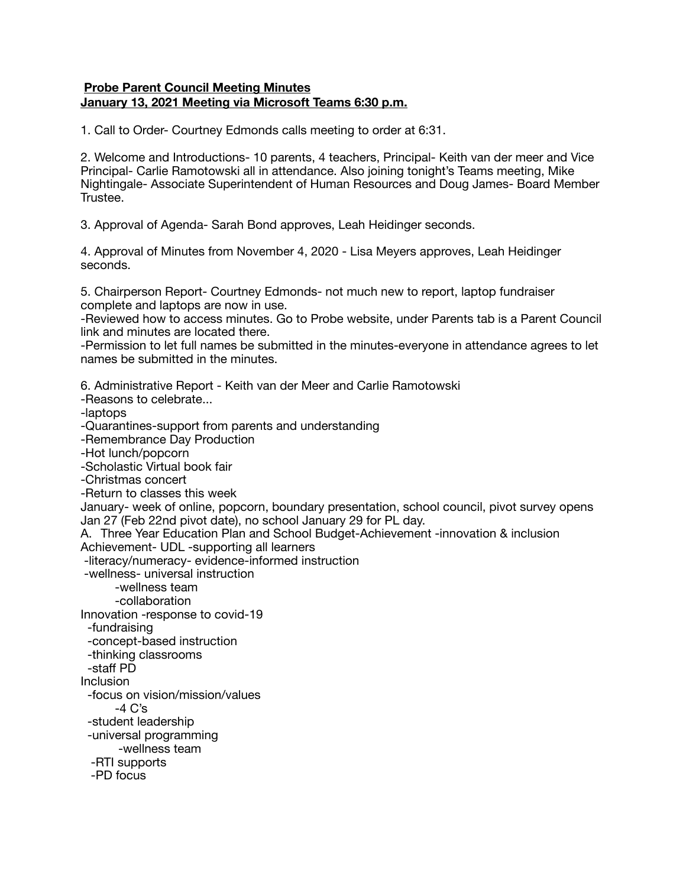**Probe Parent Council Meeting Minutes**
**January 13, 2021 Meeting via Microsoft Teams 6:30 p.m.**

1. Call to Order- Courtney Edmonds calls meeting to order at 6:31.

2. Welcome and Introductions- 10 parents, 4 teachers, Principal- Keith van der meer and Vice Principal- Carlie Ramotowski all in attendance. Also joining tonight's Teams meeting, Mike Nightingale- Associate Superintendent of Human Resources and Doug James- Board Member Trustee.

3. Approval of Agenda- Sarah Bond approves, Leah Heidinger seconds.

4. Approval of Minutes from November 4, 2020 - Lisa Meyers approves, Leah Heidinger seconds.

5. Chairperson Report- Courtney Edmonds- not much new to report, laptop fundraiser complete and laptops are now in use.
-Reviewed how to access minutes. Go to Probe website, under Parents tab is a Parent Council link and minutes are located there.
-Permission to let full names be submitted in the minutes-everyone in attendance agrees to let names be submitted in the minutes.

6. Administrative Report - Keith van der Meer and Carlie Ramotowski
-Reasons to celebrate...
-laptops
-Quarantines-support from parents and understanding
-Remembrance Day Production
-Hot lunch/popcorn
-Scholastic Virtual book fair
-Christmas concert
-Return to classes this week
January- week of online, popcorn, boundary presentation, school council, pivot survey opens Jan 27 (Feb 22nd pivot date), no school January 29 for PL day.
A. Three Year Education Plan and School Budget-Achievement -innovation & inclusion
Achievement- UDL -supporting all learners
 -literacy/numeracy- evidence-informed instruction
 -wellness- universal instruction
  -wellness team
  -collaboration
Innovation -response to covid-19
 -fundraising
 -concept-based instruction
 -thinking classrooms
 -staff PD
Inclusion
 -focus on vision/mission/values
  -4 C's
 -student leadership
 -universal programming
  -wellness team
 -RTI supports
 -PD focus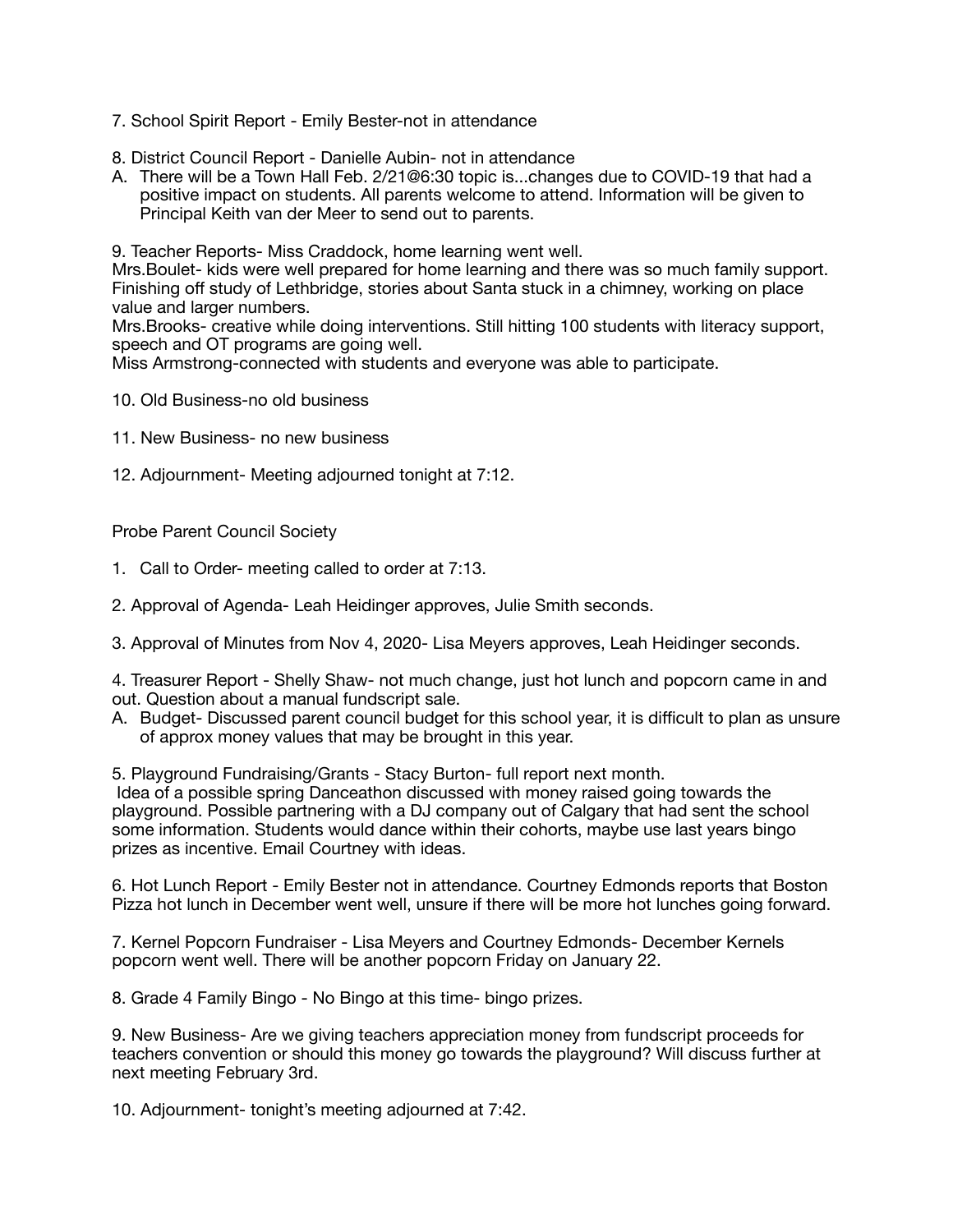7. School Spirit Report - Emily Bester-not in attendance

8. District Council Report - Danielle Aubin- not in attendance

A. There will be a Town Hall Feb. 2/21@6:30 topic is...changes due to COVID-19 that had a positive impact on students. All parents welcome to attend. Information will be given to Principal Keith van der Meer to send out to parents.

9. Teacher Reports- Miss Craddock, home learning went well.

Mrs.Boulet- kids were well prepared for home learning and there was so much family support. Finishing off study of Lethbridge, stories about Santa stuck in a chimney, working on place value and larger numbers.

Mrs.Brooks- creative while doing interventions. Still hitting 100 students with literacy support, speech and OT programs are going well.

Miss Armstrong-connected with students and everyone was able to participate.

10. Old Business-no old business

11. New Business- no new business

12. Adjournment- Meeting adjourned tonight at 7:12.

Probe Parent Council Society

1. Call to Order- meeting called to order at 7:13.

2. Approval of Agenda- Leah Heidinger approves, Julie Smith seconds.

3. Approval of Minutes from Nov 4, 2020- Lisa Meyers approves, Leah Heidinger seconds.

4. Treasurer Report - Shelly Shaw- not much change, just hot lunch and popcorn came in and out. Question about a manual fundscript sale.

A. Budget- Discussed parent council budget for this school year, it is difficult to plan as unsure of approx money values that may be brought in this year.

5. Playground Fundraising/Grants - Stacy Burton- full report next month.

Idea of a possible spring Danceathon discussed with money raised going towards the playground. Possible partnering with a DJ company out of Calgary that had sent the school some information. Students would dance within their cohorts, maybe use last years bingo prizes as incentive. Email Courtney with ideas.

6. Hot Lunch Report - Emily Bester not in attendance. Courtney Edmonds reports that Boston Pizza hot lunch in December went well, unsure if there will be more hot lunches going forward.

7. Kernel Popcorn Fundraiser - Lisa Meyers and Courtney Edmonds- December Kernels popcorn went well. There will be another popcorn Friday on January 22.

8. Grade 4 Family Bingo - No Bingo at this time- bingo prizes.

9. New Business- Are we giving teachers appreciation money from fundscript proceeds for teachers convention or should this money go towards the playground? Will discuss further at next meeting February 3rd.

10. Adjournment- tonight's meeting adjourned at 7:42.